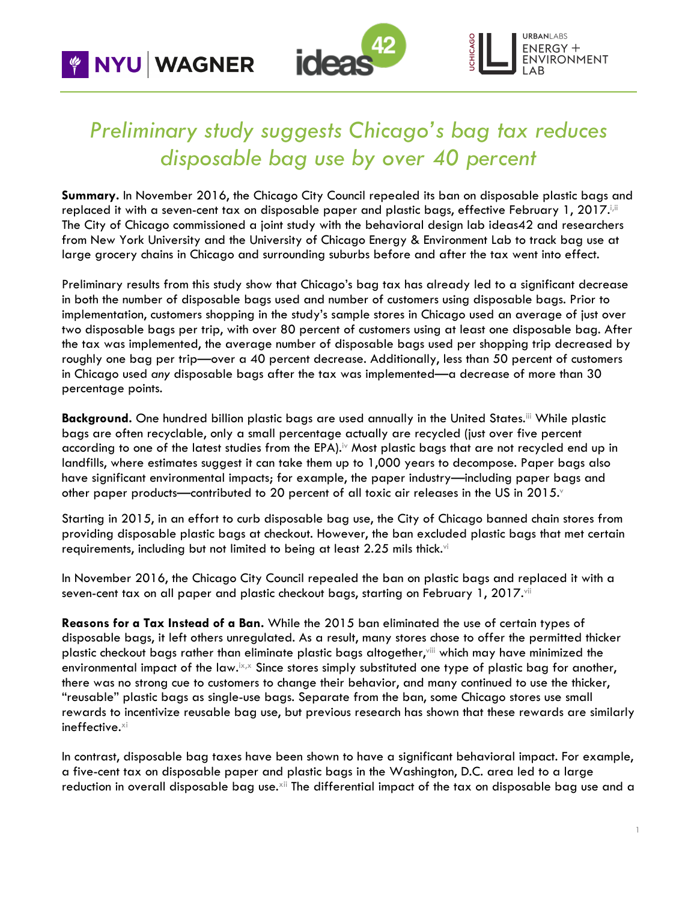# *Preliminary study suggests Chicago's bag tax reduces disposable bag use by over 40 percent*

**Summary.** In November 2016, the Chicago City Council repealed its ban on disposable plastic bags and replaced it with a seven-cent tax on disposable paper and plastic bags, effective February 1, 2017.[i,ii] The City of Chicago commissioned a joint study with the behavioral design lab ideas42 and researchers from New York University and the University of Chicago Energy & Environment Lab to track bag use at large grocery chains in Chicago and surrounding suburbs before and after the tax went into effect.

Preliminary results from this study show that Chicago's bag tax has already led to a significant decrease in both the number of disposable bags used and number of customers using disposable bags. Prior to implementation, customers shopping in the study's sample stores in Chicago used an average of just over two disposable bags per trip, with over 80 percent of customers using at least one disposable bag. After the tax was implemented, the average number of disposable bags used per shopping trip decreased by roughly one bag per trip—over a 40 percent decrease. Additionally, less than 50 percent of customers in Chicago used *any* disposable bags after the tax was implemented—a decrease of more than 30 percentage points.

**Background.** One hundred billion plastic bags are used annually in the United States.[iii] While plastic bags are often recyclable, only a small percentage actually are recycled (just over five percent according to one of the latest studies from the EPA).[iv] Most plastic bags that are not recycled end up in landfills, where estimates suggest it can take them up to 1,000 years to decompose. Paper bags also have significant environmental impacts; for example, the paper industry—including paper bags and other paper products—contributed to 20 percent of all toxic air releases in the US in 2015.[v]

Starting in 2015, in an effort to curb disposable bag use, the City of Chicago banned chain stores from providing disposable plastic bags at checkout. However, the ban excluded plastic bags that met certain requirements, including but not limited to being at least 2.25 mils thick.[vi]

In November 2016, the Chicago City Council repealed the ban on plastic bags and replaced it with a seven-cent tax on all paper and plastic checkout bags, starting on February 1, 2017.[vii]

**Reasons for a Tax Instead of a Ban.** While the 2015 ban eliminated the use of certain types of disposable bags, it left others unregulated. As a result, many stores chose to offer the permitted thicker plastic checkout bags rather than eliminate plastic bags altogether,[viii] which may have minimized the environmental impact of the law.[ix,x] Since stores simply substituted one type of plastic bag for another, there was no strong cue to customers to change their behavior, and many continued to use the thicker, "reusable" plastic bags as single-use bags. Separate from the ban, some Chicago stores use small rewards to incentivize reusable bag use, but previous research has shown that these rewards are similarly ineffective.[xi]

In contrast, disposable bag taxes have been shown to have a significant behavioral impact. For example, a five-cent tax on disposable paper and plastic bags in the Washington, D.C. area led to a large reduction in overall disposable bag use.[xii] The differential impact of the tax on disposable bag use and a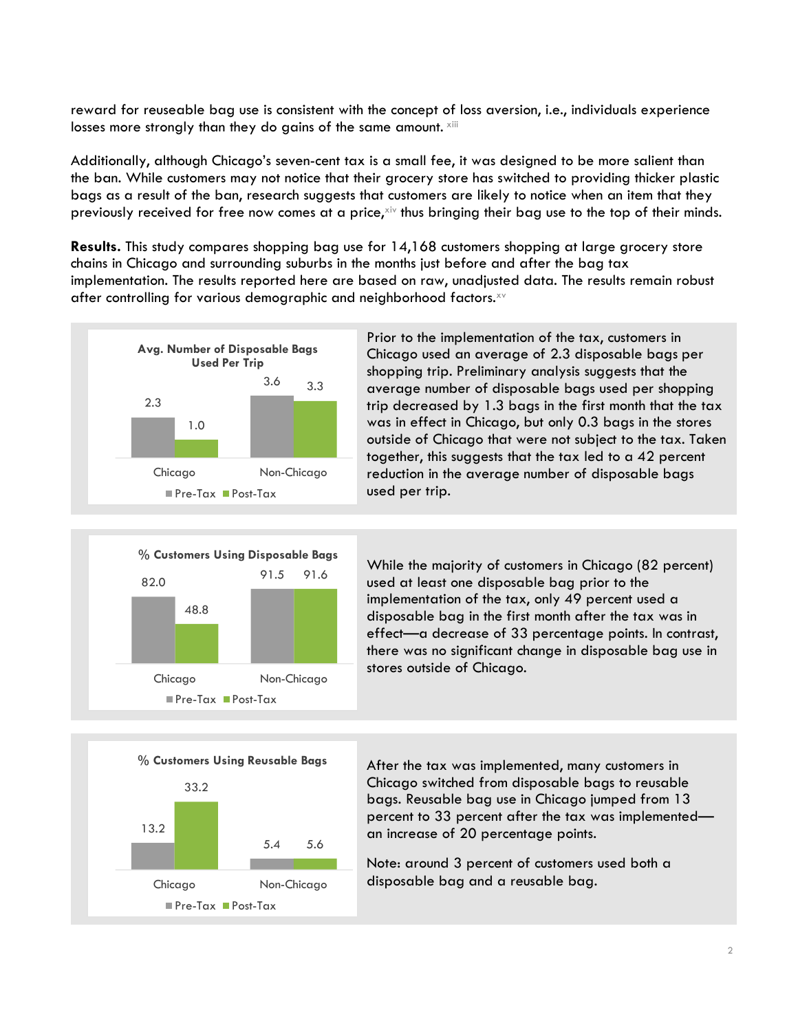reward for reuseable bag use is consistent with the concept of loss aversion, i.e., individuals experience losses more strongly than they do gains of the same amount. [xiii]

Additionally, although Chicago's seven-cent tax is a small fee, it was designed to be more salient than the ban. While customers may not notice that their grocery store has switched to providing thicker plastic bags as a result of the ban, research suggests that customers are likely to notice when an item that they previously received for free now comes at a price,[xiv] thus bringing their bag use to the top of their minds.

**Results.** This study compares shopping bag use for 14,168 customers shopping at large grocery store chains in Chicago and surrounding suburbs in the months just before and after the bag tax implementation. The results reported here are based on raw, unadjusted data. The results remain robust after controlling for various demographic and neighborhood factors.[xv]

**Avg. Number of Disposable Bags Used Per Trip**

| | Pre-Tax | Post-Tax |
|---|---|---|
| Chicago | 2.3 | 1.0 |
| Non-Chicago | 3.6 | 3.3 |

Prior to the implementation of the tax, customers in Chicago used an average of 2.3 disposable bags per shopping trip. Preliminary analysis suggests that the average number of disposable bags used per shopping trip decreased by 1.3 bags in the first month that the tax was in effect in Chicago, but only 0.3 bags in the stores outside of Chicago that were not subject to the tax. Taken together, this suggests that the tax led to a 42 percent reduction in the average number of disposable bags used per trip.

**% Customers Using Disposable Bags**

| | Pre-Tax | Post-Tax |
|---|---|---|
| Chicago | 82.0 | 48.8 |
| Non-Chicago | 91.5 | 91.6 |

While the majority of customers in Chicago (82 percent) used at least one disposable bag prior to the implementation of the tax, only 49 percent used a disposable bag in the first month after the tax was in effect—a decrease of 33 percentage points. In contrast, there was no significant change in disposable bag use in stores outside of Chicago.

**% Customers Using Reusable Bags**

| | Pre-Tax | Post-Tax |
|---|---|---|
| Chicago | 13.2 | 33.2 |
| Non-Chicago | 5.4 | 5.6 |

After the tax was implemented, many customers in Chicago switched from disposable bags to reusable bags. Reusable bag use in Chicago jumped from 13 percent to 33 percent after the tax was implemented—an increase of 20 percentage points.

Note: around 3 percent of customers used both a disposable bag and a reusable bag.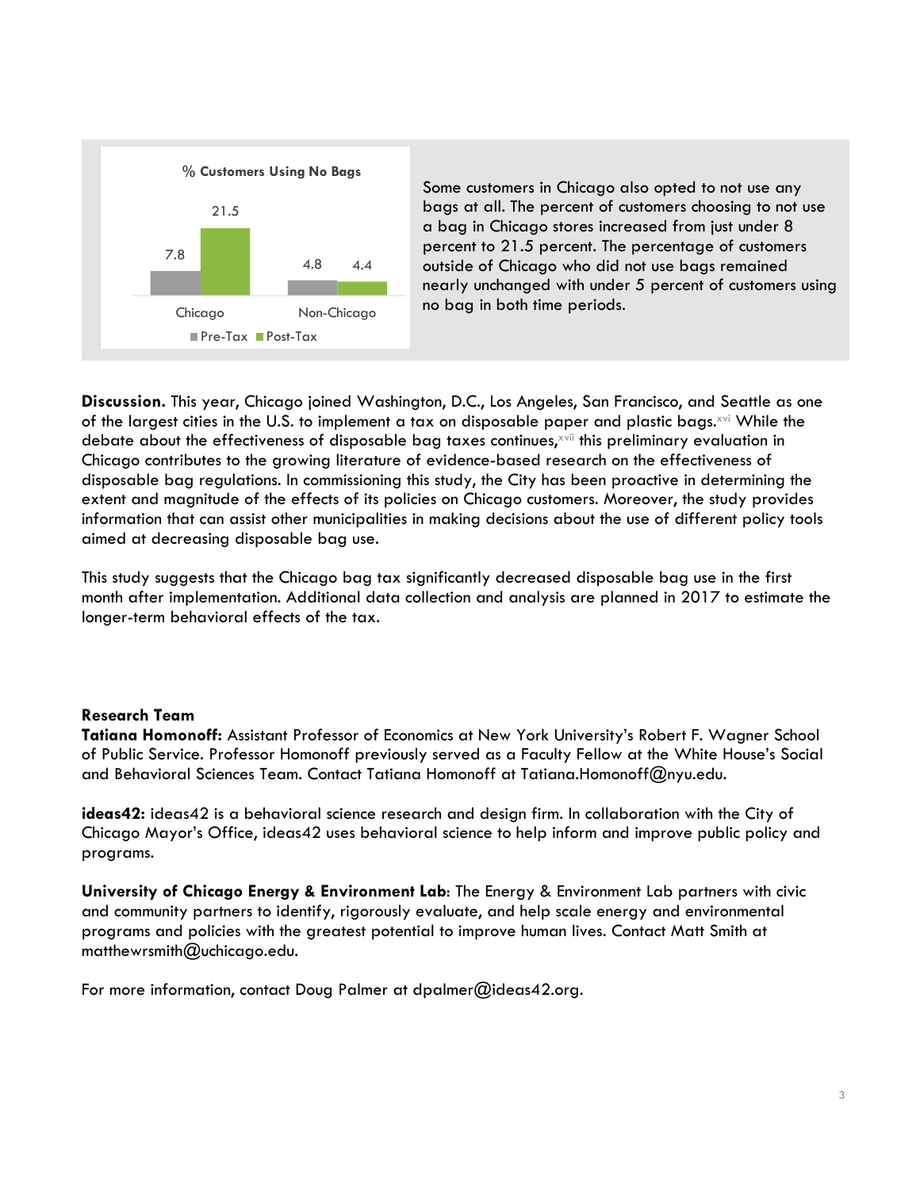**% Customers Using No Bags**

| | Pre-Tax | Post-Tax |
|---|---|---|
| Chicago | 7.8 | 21.5 |
| Non-Chicago | 4.8 | 4.4 |

Some customers in Chicago also opted to not use any bags at all. The percent of customers choosing to not use a bag in Chicago stores increased from just under 8 percent to 21.5 percent. The percentage of customers outside of Chicago who did not use bags remained nearly unchanged with under 5 percent of customers using no bag in both time periods.

**Discussion.** This year, Chicago joined Washington, D.C., Los Angeles, San Francisco, and Seattle as one of the largest cities in the U.S. to implement a tax on disposable paper and plastic bags.[xvi] While the debate about the effectiveness of disposable bag taxes continues,[xvii] this preliminary evaluation in Chicago contributes to the growing literature of evidence-based research on the effectiveness of disposable bag regulations. In commissioning this study, the City has been proactive in determining the extent and magnitude of the effects of its policies on Chicago customers. Moreover, the study provides information that can assist other municipalities in making decisions about the use of different policy tools aimed at decreasing disposable bag use.

This study suggests that the Chicago bag tax significantly decreased disposable bag use in the first month after implementation. Additional data collection and analysis are planned in 2017 to estimate the longer-term behavioral effects of the tax.

**Research Team**

**Tatiana Homonoff:** Assistant Professor of Economics at New York University's Robert F. Wagner School of Public Service. Professor Homonoff previously served as a Faculty Fellow at the White House's Social and Behavioral Sciences Team. Contact Tatiana Homonoff at Tatiana.Homonoff@nyu.edu.

**ideas42:** ideas42 is a behavioral science research and design firm. In collaboration with the City of Chicago Mayor's Office, ideas42 uses behavioral science to help inform and improve public policy and programs.

**University of Chicago Energy & Environment Lab**: The Energy & Environment Lab partners with civic and community partners to identify, rigorously evaluate, and help scale energy and environmental programs and policies with the greatest potential to improve human lives. Contact Matt Smith at matthewrsmith@uchicago.edu.

For more information, contact Doug Palmer at dpalmer@ideas42.org.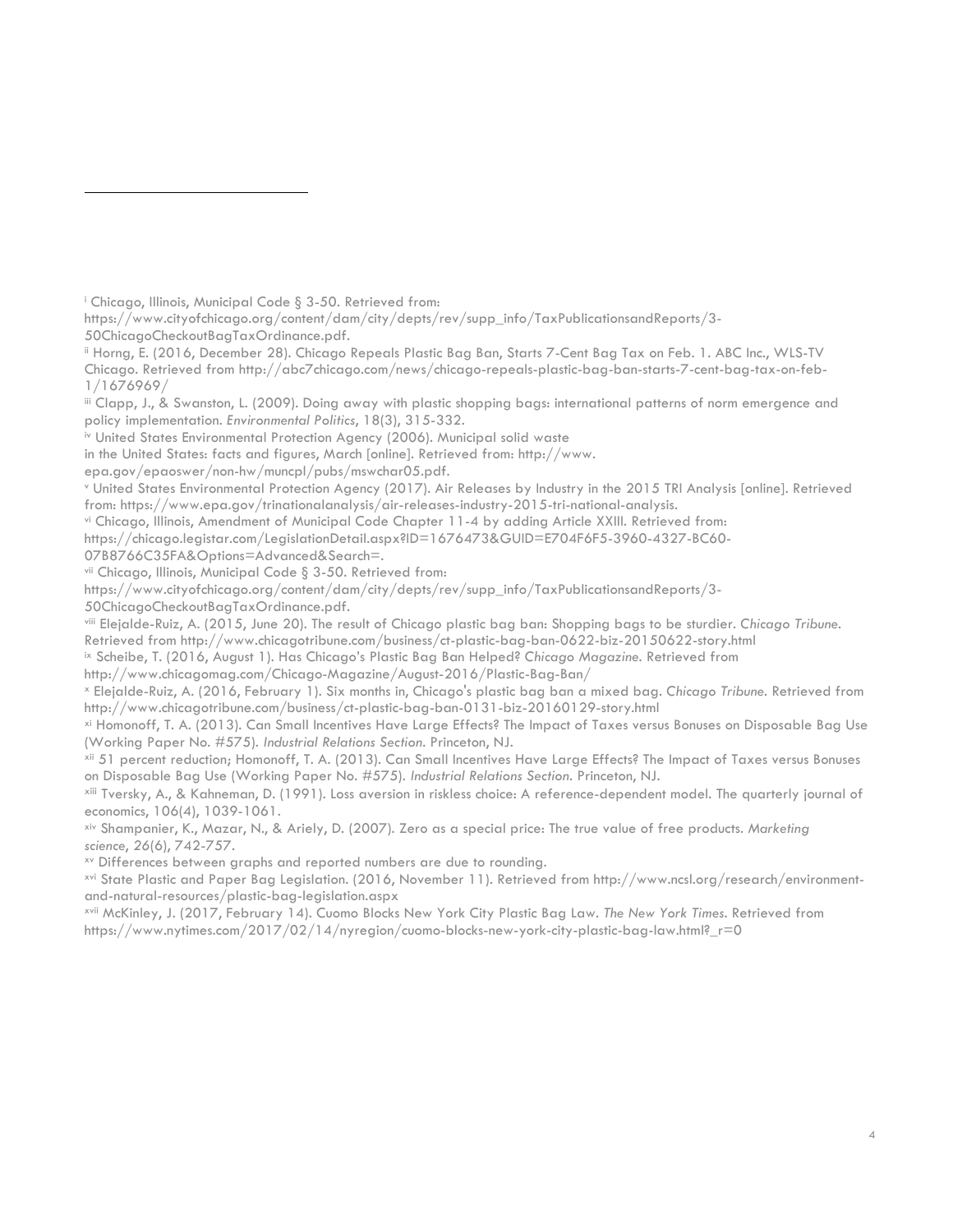---

[i] Chicago, Illinois, Municipal Code § 3-50. Retrieved from: https://www.cityofchicago.org/content/dam/city/depts/rev/supp_info/TaxPublicationsandReports/3-50ChicagoCheckoutBagTaxOrdinance.pdf.

[ii] Horng, E. (2016, December 28). Chicago Repeals Plastic Bag Ban, Starts 7-Cent Bag Tax on Feb. 1. ABC Inc., WLS-TV Chicago. Retrieved from http://abc7chicago.com/news/chicago-repeals-plastic-bag-ban-starts-7-cent-bag-tax-on-feb-1/1676969/

[iii] Clapp, J., & Swanston, L. (2009). Doing away with plastic shopping bags: international patterns of norm emergence and policy implementation. *Environmental Politics*, 18(3), 315-332.

[iv] United States Environmental Protection Agency (2006). Municipal solid waste in the United States: facts and figures, March [online]. Retrieved from: http://www.epa.gov/epaoswer/non-hw/muncpl/pubs/mswchar05.pdf.

[v] United States Environmental Protection Agency (2017). Air Releases by Industry in the 2015 TRI Analysis [online]. Retrieved from: https://www.epa.gov/trinationalanalysis/air-releases-industry-2015-tri-national-analysis.

[vi] Chicago, Illinois, Amendment of Municipal Code Chapter 11-4 by adding Article XXIII. Retrieved from: https://chicago.legistar.com/LegislationDetail.aspx?ID=1676473&GUID=E704F6F5-3960-4327-BC60-07B8766C35FA&Options=Advanced&Search=.

[vii] Chicago, Illinois, Municipal Code § 3-50. Retrieved from: https://www.cityofchicago.org/content/dam/city/depts/rev/supp_info/TaxPublicationsandReports/3-50ChicagoCheckoutBagTaxOrdinance.pdf.

[viii] Elejalde-Ruiz, A. (2015, June 20). The result of Chicago plastic bag ban: Shopping bags to be sturdier. *Chicago Tribune*. Retrieved from http://www.chicagotribune.com/business/ct-plastic-bag-ban-0622-biz-20150622-story.html

[ix] Scheibe, T. (2016, August 1). Has Chicago's Plastic Bag Ban Helped? *Chicago Magazine*. Retrieved from http://www.chicagomag.com/Chicago-Magazine/August-2016/Plastic-Bag-Ban/

[x] Elejalde-Ruiz, A. (2016, February 1). Six months in, Chicago's plastic bag ban a mixed bag. *Chicago Tribune*. Retrieved from http://www.chicagotribune.com/business/ct-plastic-bag-ban-0131-biz-20160129-story.html

[xi] Homonoff, T. A. (2013). Can Small Incentives Have Large Effects? The Impact of Taxes versus Bonuses on Disposable Bag Use (Working Paper No. #575). *Industrial Relations Section*. Princeton, NJ.

[xii] 51 percent reduction; Homonoff, T. A. (2013). Can Small Incentives Have Large Effects? The Impact of Taxes versus Bonuses on Disposable Bag Use (Working Paper No. #575). *Industrial Relations Section*. Princeton, NJ.

[xiii] Tversky, A., & Kahneman, D. (1991). Loss aversion in riskless choice: A reference-dependent model. The quarterly journal of economics, 106(4), 1039-1061.

[xiv] Shampanier, K., Mazar, N., & Ariely, D. (2007). Zero as a special price: The true value of free products. *Marketing science*, *26*(6), 742-757.

[xv] Differences between graphs and reported numbers are due to rounding.

[xvi] State Plastic and Paper Bag Legislation. (2016, November 11). Retrieved from http://www.ncsl.org/research/environment-and-natural-resources/plastic-bag-legislation.aspx

[xvii] McKinley, J. (2017, February 14). Cuomo Blocks New York City Plastic Bag Law. *The New York Times*. Retrieved from https://www.nytimes.com/2017/02/14/nyregion/cuomo-blocks-new-york-city-plastic-bag-law.html?_r=0